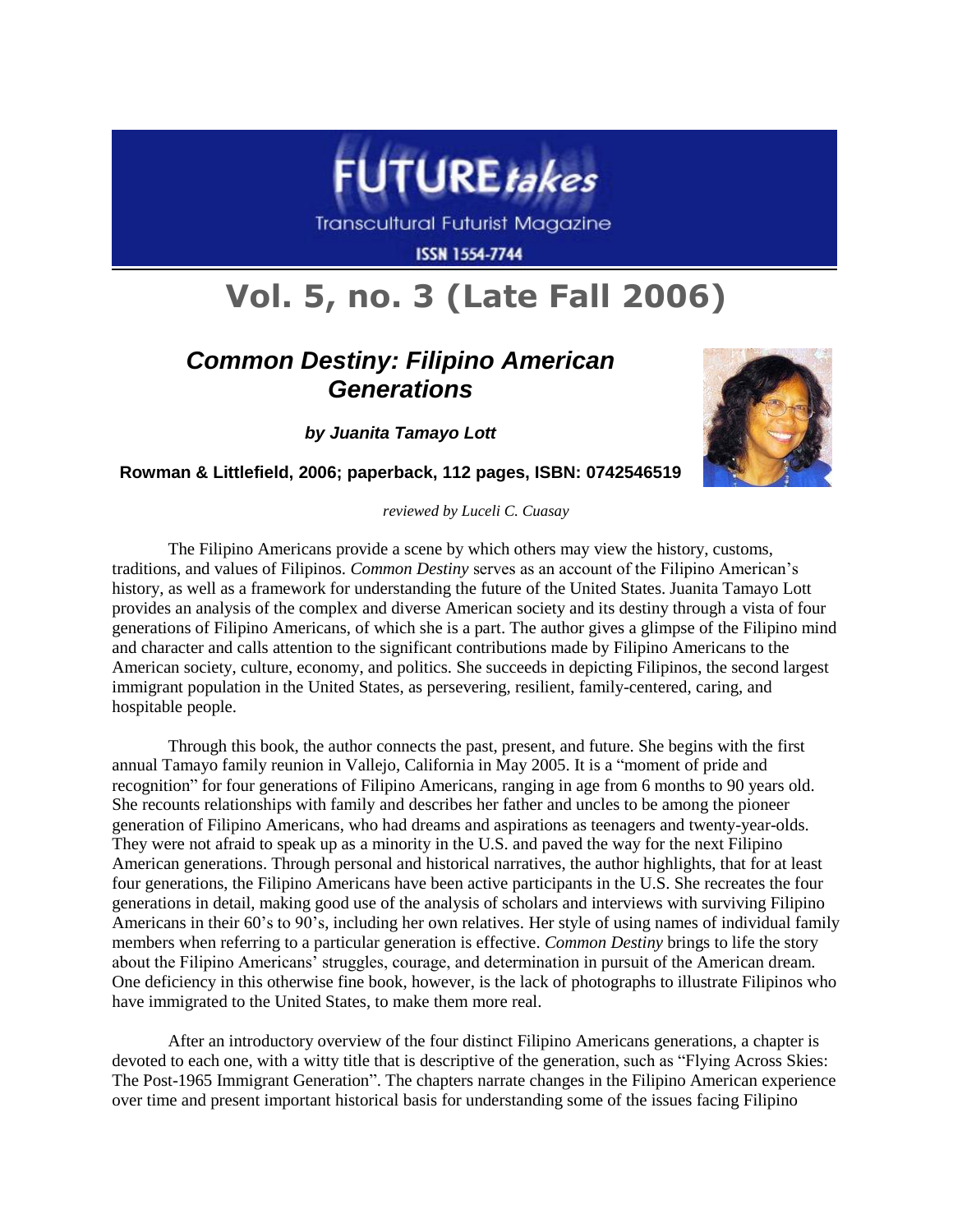# FUTURE*takes*

Transcultural Futurist Magazine

ISSN 1554-7744

# Vol. 5, no. 3 (Late Fall 2006)

## *Common Destiny: Filipino American Generations*

***by Juanita Tamayo Lott***

**Rowman & Littlefield, 2006; paperback, 112 pages, ISBN: 0742546519**

*reviewed by Luceli C. Cuasay*

The Filipino Americans provide a scene by which others may view the history, customs, traditions, and values of Filipinos. *Common Destiny* serves as an account of the Filipino American's history, as well as a framework for understanding the future of the United States. Juanita Tamayo Lott provides an analysis of the complex and diverse American society and its destiny through a vista of four generations of Filipino Americans, of which she is a part. The author gives a glimpse of the Filipino mind and character and calls attention to the significant contributions made by Filipino Americans to the American society, culture, economy, and politics. She succeeds in depicting Filipinos, the second largest immigrant population in the United States, as persevering, resilient, family-centered, caring, and hospitable people.

Through this book, the author connects the past, present, and future. She begins with the first annual Tamayo family reunion in Vallejo, California in May 2005. It is a "moment of pride and recognition" for four generations of Filipino Americans, ranging in age from 6 months to 90 years old. She recounts relationships with family and describes her father and uncles to be among the pioneer generation of Filipino Americans, who had dreams and aspirations as teenagers and twenty-year-olds. They were not afraid to speak up as a minority in the U.S. and paved the way for the next Filipino American generations. Through personal and historical narratives, the author highlights, that for at least four generations, the Filipino Americans have been active participants in the U.S. She recreates the four generations in detail, making good use of the analysis of scholars and interviews with surviving Filipino Americans in their 60's to 90's, including her own relatives. Her style of using names of individual family members when referring to a particular generation is effective. *Common Destiny* brings to life the story about the Filipino Americans' struggles, courage, and determination in pursuit of the American dream. One deficiency in this otherwise fine book, however, is the lack of photographs to illustrate Filipinos who have immigrated to the United States, to make them more real.

After an introductory overview of the four distinct Filipino Americans generations, a chapter is devoted to each one, with a witty title that is descriptive of the generation, such as "Flying Across Skies: The Post-1965 Immigrant Generation". The chapters narrate changes in the Filipino American experience over time and present important historical basis for understanding some of the issues facing Filipino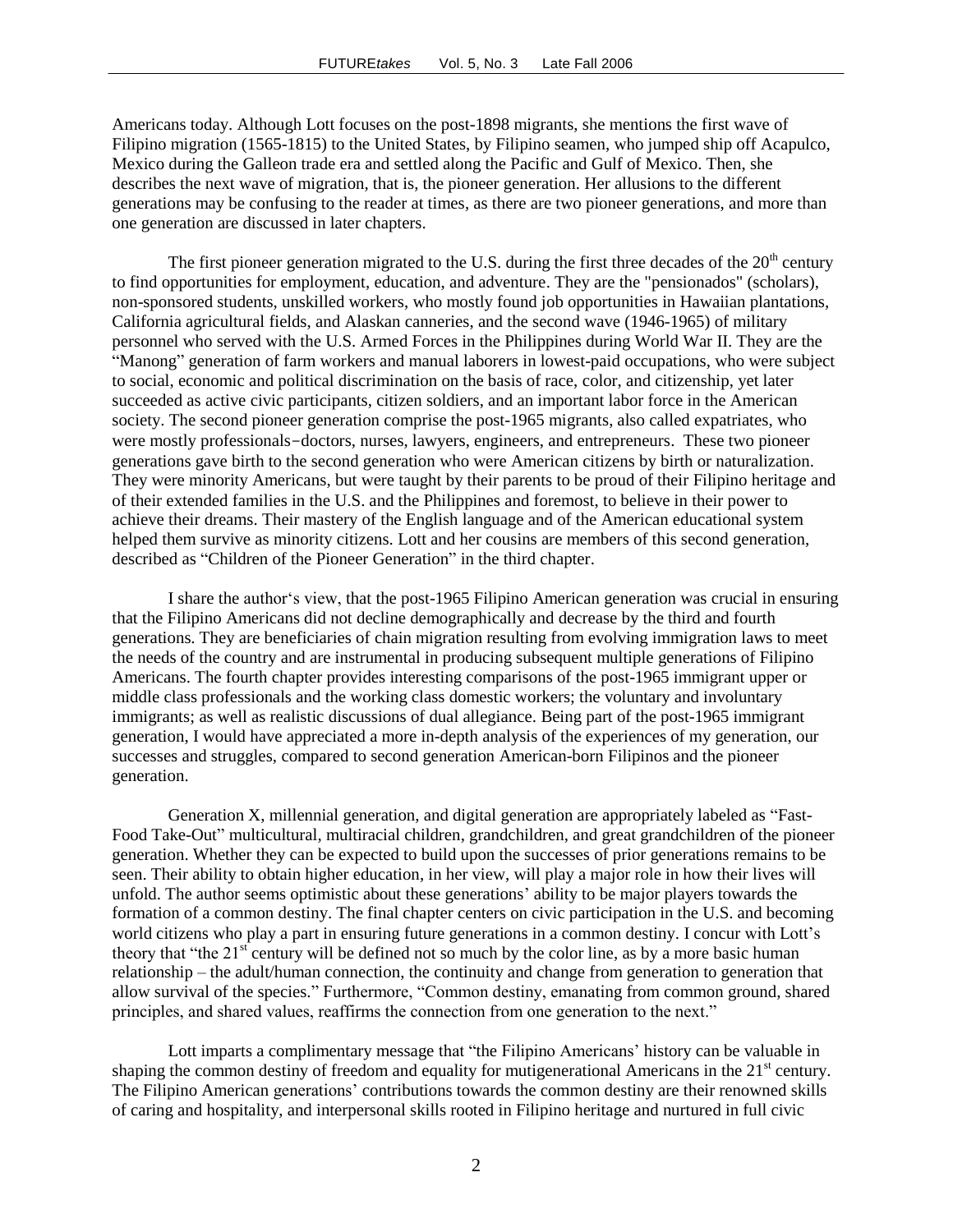Americans today. Although Lott focuses on the post-1898 migrants, she mentions the first wave of Filipino migration (1565-1815) to the United States, by Filipino seamen, who jumped ship off Acapulco, Mexico during the Galleon trade era and settled along the Pacific and Gulf of Mexico. Then, she describes the next wave of migration, that is, the pioneer generation. Her allusions to the different generations may be confusing to the reader at times, as there are two pioneer generations, and more than one generation are discussed in later chapters.

The first pioneer generation migrated to the U.S. during the first three decades of the 20th century to find opportunities for employment, education, and adventure. They are the "pensionados" (scholars), non-sponsored students, unskilled workers, who mostly found job opportunities in Hawaiian plantations, California agricultural fields, and Alaskan canneries, and the second wave (1946-1965) of military personnel who served with the U.S. Armed Forces in the Philippines during World War II. They are the "Manong" generation of farm workers and manual laborers in lowest-paid occupations, who were subject to social, economic and political discrimination on the basis of race, color, and citizenship, yet later succeeded as active civic participants, citizen soldiers, and an important labor force in the American society. The second pioneer generation comprise the post-1965 migrants, also called expatriates, who were mostly professionals–doctors, nurses, lawyers, engineers, and entrepreneurs. These two pioneer generations gave birth to the second generation who were American citizens by birth or naturalization. They were minority Americans, but were taught by their parents to be proud of their Filipino heritage and of their extended families in the U.S. and the Philippines and foremost, to believe in their power to achieve their dreams. Their mastery of the English language and of the American educational system helped them survive as minority citizens. Lott and her cousins are members of this second generation, described as "Children of the Pioneer Generation" in the third chapter.

I share the author's view, that the post-1965 Filipino American generation was crucial in ensuring that the Filipino Americans did not decline demographically and decrease by the third and fourth generations. They are beneficiaries of chain migration resulting from evolving immigration laws to meet the needs of the country and are instrumental in producing subsequent multiple generations of Filipino Americans. The fourth chapter provides interesting comparisons of the post-1965 immigrant upper or middle class professionals and the working class domestic workers; the voluntary and involuntary immigrants; as well as realistic discussions of dual allegiance. Being part of the post-1965 immigrant generation, I would have appreciated a more in-depth analysis of the experiences of my generation, our successes and struggles, compared to second generation American-born Filipinos and the pioneer generation.

Generation X, millennial generation, and digital generation are appropriately labeled as "Fast-Food Take-Out" multicultural, multiracial children, grandchildren, and great grandchildren of the pioneer generation. Whether they can be expected to build upon the successes of prior generations remains to be seen. Their ability to obtain higher education, in her view, will play a major role in how their lives will unfold. The author seems optimistic about these generations' ability to be major players towards the formation of a common destiny. The final chapter centers on civic participation in the U.S. and becoming world citizens who play a part in ensuring future generations in a common destiny. I concur with Lott's theory that "the 21st century will be defined not so much by the color line, as by a more basic human relationship – the adult/human connection, the continuity and change from generation to generation that allow survival of the species." Furthermore, "Common destiny, emanating from common ground, shared principles, and shared values, reaffirms the connection from one generation to the next."

Lott imparts a complimentary message that "the Filipino Americans' history can be valuable in shaping the common destiny of freedom and equality for mutigenerational Americans in the 21st century. The Filipino American generations' contributions towards the common destiny are their renowned skills of caring and hospitality, and interpersonal skills rooted in Filipino heritage and nurtured in full civic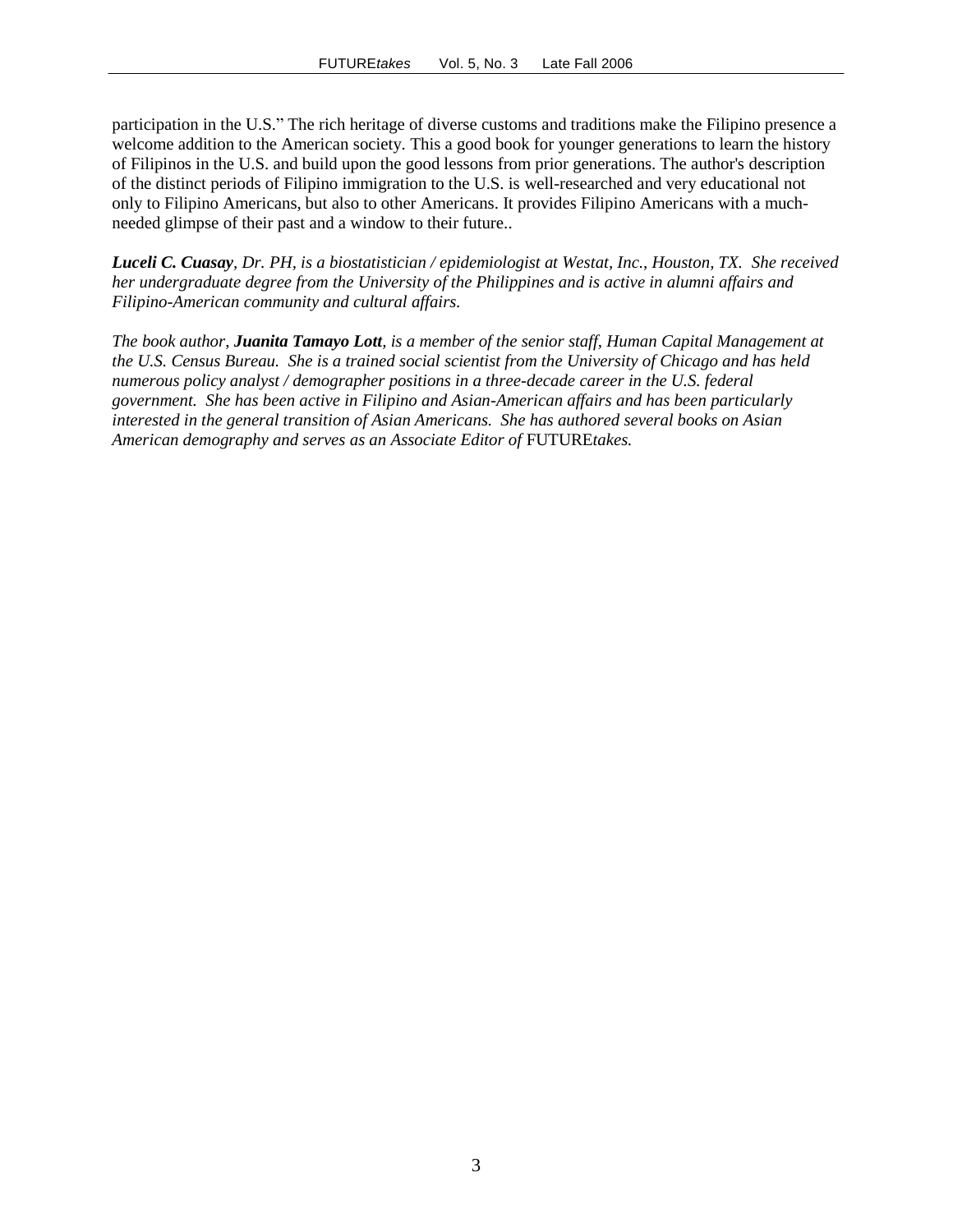participation in the U.S." The rich heritage of diverse customs and traditions make the Filipino presence a welcome addition to the American society. This a good book for younger generations to learn the history of Filipinos in the U.S. and build upon the good lessons from prior generations. The author's description of the distinct periods of Filipino immigration to the U.S. is well-researched and very educational not only to Filipino Americans, but also to other Americans. It provides Filipino Americans with a much-needed glimpse of their past and a window to their future..

***Luceli C. Cuasay**, Dr. PH, is a biostatistician / epidemiologist at Westat, Inc., Houston, TX. She received her undergraduate degree from the University of the Philippines and is active in alumni affairs and Filipino-American community and cultural affairs.*

*The book author, **Juanita Tamayo Lott**, is a member of the senior staff, Human Capital Management at the U.S. Census Bureau. She is a trained social scientist from the University of Chicago and has held numerous policy analyst / demographer positions in a three-decade career in the U.S. federal government. She has been active in Filipino and Asian-American affairs and has been particularly interested in the general transition of Asian Americans. She has authored several books on Asian American demography and serves as an Associate Editor of* FUTURE*takes.*